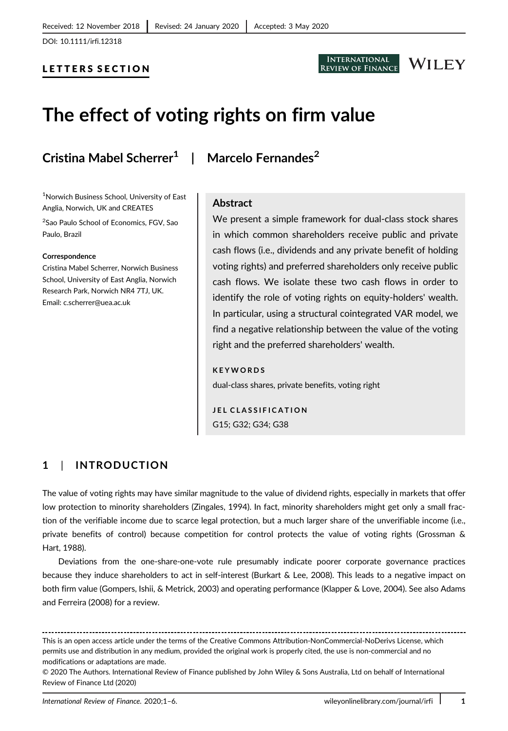Received: 12 November 2018 | Revised: 24 January 2020 | Accepted: 3 May 2020

DOI: 10.1111/irfi.12318

LETTERS SECTION

# The effect of voting rights on firm value

**Cristina Mabel Scherrer[1] | Marcelo Fernandes[2]**

[1]Norwich Business School, University of East Anglia, Norwich, UK and CREATES

[2]Sao Paulo School of Economics, FGV, Sao Paulo, Brazil

**Correspondence**
Cristina Mabel Scherrer, Norwich Business School, University of East Anglia, Norwich Research Park, Norwich NR4 7TJ, UK.
Email: c.scherrer@uea.ac.uk

## Abstract

We present a simple framework for dual-class stock shares in which common shareholders receive public and private cash flows (i.e., dividends and any private benefit of holding voting rights) and preferred shareholders only receive public cash flows. We isolate these two cash flows in order to identify the role of voting rights on equity-holders' wealth. In particular, using a structural cointegrated VAR model, we find a negative relationship between the value of the voting right and the preferred shareholders' wealth.

**KEYWORDS**

dual-class shares, private benefits, voting right

**JEL CLASSIFICATION**

G15; G32; G34; G38

## 1 | INTRODUCTION

The value of voting rights may have similar magnitude to the value of dividend rights, especially in markets that offer low protection to minority shareholders (Zingales, 1994). In fact, minority shareholders might get only a small fraction of the verifiable income due to scarce legal protection, but a much larger share of the unverifiable income (i.e., private benefits of control) because competition for control protects the value of voting rights (Grossman & Hart, 1988).

Deviations from the one-share-one-vote rule presumably indicate poorer corporate governance practices because they induce shareholders to act in self-interest (Burkart & Lee, 2008). This leads to a negative impact on both firm value (Gompers, Ishii, & Metrick, 2003) and operating performance (Klapper & Love, 2004). See also Adams and Ferreira (2008) for a review.

---

This is an open access article under the terms of the Creative Commons Attribution-NonCommercial-NoDerivs License, which permits use and distribution in any medium, provided the original work is properly cited, the use is non-commercial and no modifications or adaptations are made.

© 2020 The Authors. International Review of Finance published by John Wiley & Sons Australia, Ltd on behalf of International Review of Finance Ltd (2020)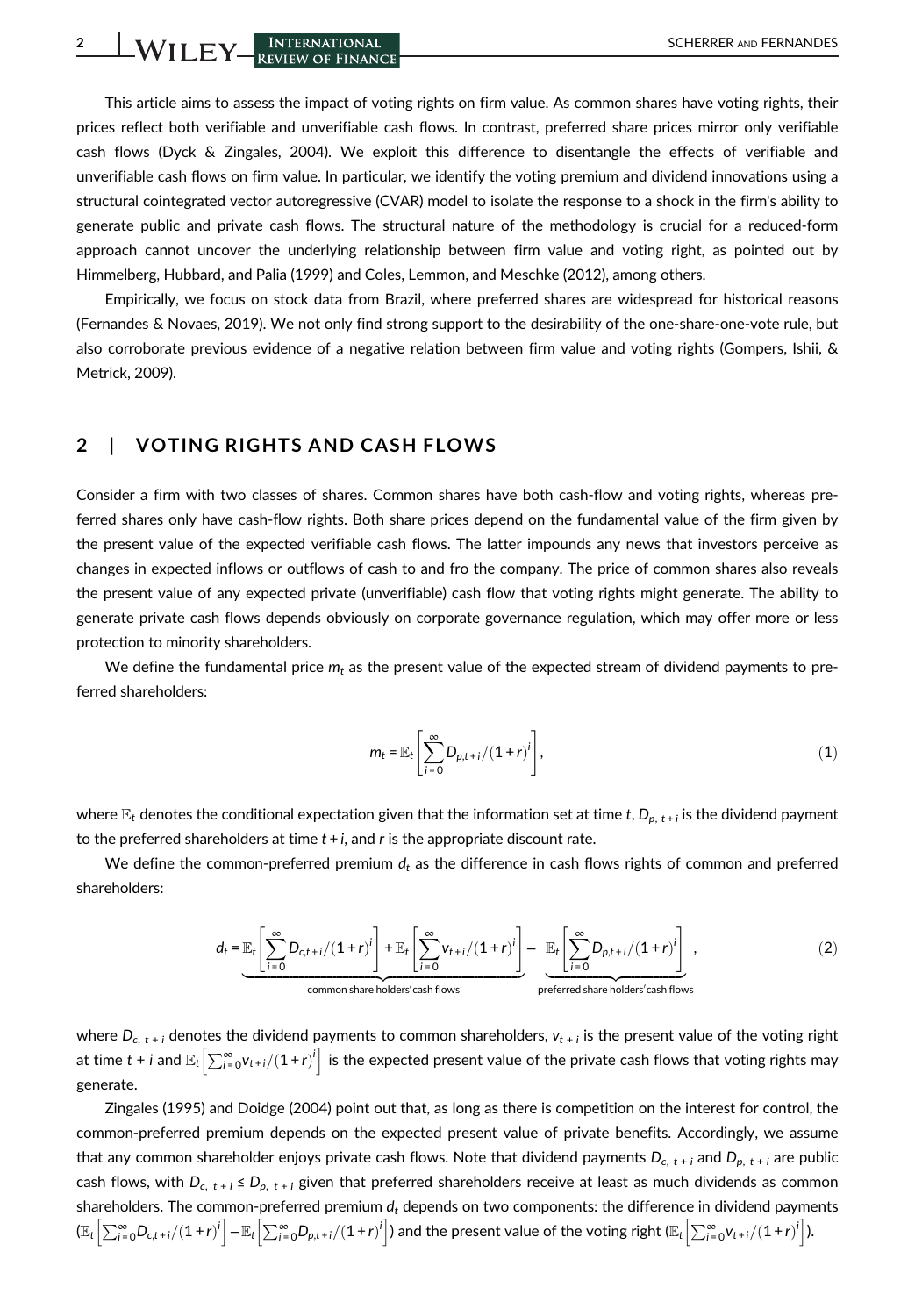This article aims to assess the impact of voting rights on firm value. As common shares have voting rights, their prices reflect both verifiable and unverifiable cash flows. In contrast, preferred share prices mirror only verifiable cash flows (Dyck & Zingales, 2004). We exploit this difference to disentangle the effects of verifiable and unverifiable cash flows on firm value. In particular, we identify the voting premium and dividend innovations using a structural cointegrated vector autoregressive (CVAR) model to isolate the response to a shock in the firm's ability to generate public and private cash flows. The structural nature of the methodology is crucial for a reduced-form approach cannot uncover the underlying relationship between firm value and voting right, as pointed out by Himmelberg, Hubbard, and Palia (1999) and Coles, Lemmon, and Meschke (2012), among others.

Empirically, we focus on stock data from Brazil, where preferred shares are widespread for historical reasons (Fernandes & Novaes, 2019). We not only find strong support to the desirability of the one-share-one-vote rule, but also corroborate previous evidence of a negative relation between firm value and voting rights (Gompers, Ishii, & Metrick, 2009).

## 2 | VOTING RIGHTS AND CASH FLOWS

Consider a firm with two classes of shares. Common shares have both cash-flow and voting rights, whereas preferred shares only have cash-flow rights. Both share prices depend on the fundamental value of the firm given by the present value of the expected verifiable cash flows. The latter impounds any news that investors perceive as changes in expected inflows or outflows of cash to and fro the company. The price of common shares also reveals the present value of any expected private (unverifiable) cash flow that voting rights might generate. The ability to generate private cash flows depends obviously on corporate governance regulation, which may offer more or less protection to minority shareholders.

We define the fundamental price $m_t$ as the present value of the expected stream of dividend payments to preferred shareholders:

$$m_t = \mathbb{E}_t\left[\sum_{i=0}^{\infty} D_{p,t+i}/(1+r)^i\right], \tag{1}$$

where $\mathbb{E}_t$ denotes the conditional expectation given that the information set at time $t$, $D_{p,\, t+i}$ is the dividend payment to the preferred shareholders at time $t+i$, and $r$ is the appropriate discount rate.

We define the common-preferred premium $d_t$ as the difference in cash flows rights of common and preferred shareholders:

$$d_t = \underbrace{\mathbb{E}_t\left[\sum_{i=0}^{\infty} D_{c,t+i}/(1+r)^i\right] + \mathbb{E}_t\left[\sum_{i=0}^{\infty} v_{t+i}/(1+r)^i\right]}_{\text{common share holders' cash flows}} - \underbrace{\mathbb{E}_t\left[\sum_{i=0}^{\infty} D_{p,t+i}/(1+r)^i\right]}_{\text{preferred share holders' cash flows}}, \tag{2}$$

where $D_{c,\, t+i}$ denotes the dividend payments to common shareholders, $v_{t+i}$ is the present value of the voting right at time $t+i$ and $\mathbb{E}_t\left[\sum_{i=0}^{\infty} v_{t+i}/(1+r)^i\right]$ is the expected present value of the private cash flows that voting rights may generate.

Zingales (1995) and Doidge (2004) point out that, as long as there is competition on the interest for control, the common-preferred premium depends on the expected present value of private benefits. Accordingly, we assume that any common shareholder enjoys private cash flows. Note that dividend payments $D_{c,\, t+i}$ and $D_{p,\, t+i}$ are public cash flows, with $D_{c,\, t+i} \le D_{p,\, t+i}$ given that preferred shareholders receive at least as much dividends as common shareholders. The common-preferred premium $d_t$ depends on two components: the difference in dividend payments ($\mathbb{E}_t\left[\sum_{i=0}^{\infty} D_{c,t+i}/(1+r)^i\right] - \mathbb{E}_t\left[\sum_{i=0}^{\infty} D_{p,t+i}/(1+r)^i\right]$) and the present value of the voting right ($\mathbb{E}_t\left[\sum_{i=0}^{\infty} v_{t+i}/(1+r)^i\right]$).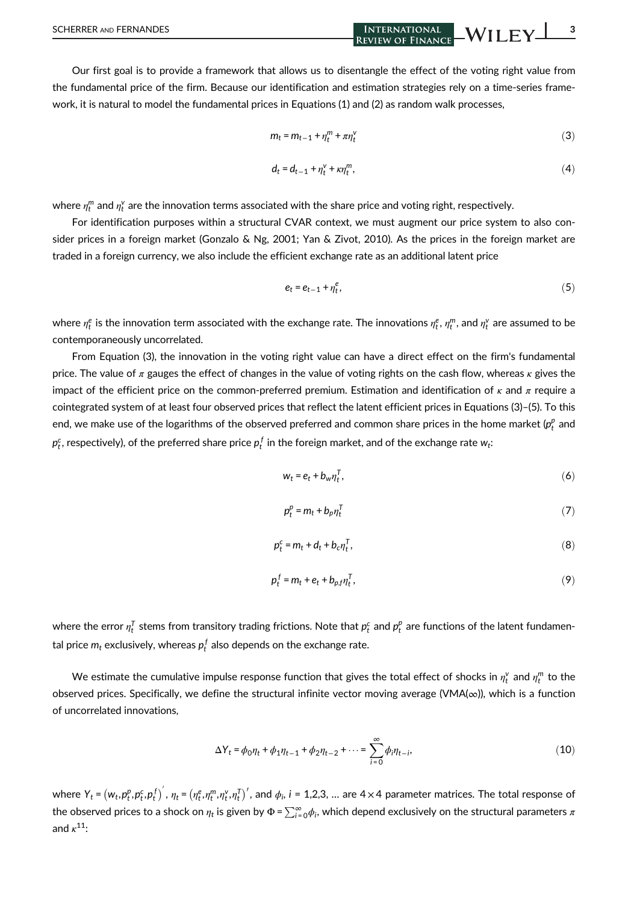Our first goal is to provide a framework that allows us to disentangle the effect of the voting right value from the fundamental price of the firm. Because our identification and estimation strategies rely on a time-series framework, it is natural to model the fundamental prices in Equations (1) and (2) as random walk processes,

$$m_t = m_{t-1} + \eta_t^m + \pi \eta_t^v \tag{3}$$

$$d_t = d_{t-1} + \eta_t^v + \kappa \eta_t^m, \tag{4}$$

where $\eta_t^m$ and $\eta_t^v$ are the innovation terms associated with the share price and voting right, respectively.

For identification purposes within a structural CVAR context, we must augment our price system to also consider prices in a foreign market (Gonzalo & Ng, 2001; Yan & Zivot, 2010). As the prices in the foreign market are traded in a foreign currency, we also include the efficient exchange rate as an additional latent price

$$e_t = e_{t-1} + \eta_t^e, \tag{5}$$

where $\eta_t^e$ is the innovation term associated with the exchange rate. The innovations $\eta_t^e$, $\eta_t^m$, and $\eta_t^v$ are assumed to be contemporaneously uncorrelated.

From Equation (3), the innovation in the voting right value can have a direct effect on the firm's fundamental price. The value of $\pi$ gauges the effect of changes in the value of voting rights on the cash flow, whereas $\kappa$ gives the impact of the efficient price on the common-preferred premium. Estimation and identification of $\kappa$ and $\pi$ require a cointegrated system of at least four observed prices that reflect the latent efficient prices in Equations (3)–(5). To this end, we make use of the logarithms of the observed preferred and common share prices in the home market ($p_t^p$ and $p_t^c$, respectively), of the preferred share price $p_t^f$ in the foreign market, and of the exchange rate $w_t$:

$$w_t = e_t + b_w \eta_t^T, \tag{6}$$

$$p_t^p = m_t + b_p \eta_t^T \tag{7}$$

$$p_t^c = m_t + d_t + b_c \eta_t^T, \tag{8}$$

$$p_t^f = m_t + e_t + b_{p,f} \eta_t^T, \tag{9}$$

where the error $\eta_t^T$ stems from transitory trading frictions. Note that $p_t^c$ and $p_t^p$ are functions of the latent fundamental price $m_t$ exclusively, whereas $p_t^f$ also depends on the exchange rate.

We estimate the cumulative impulse response function that gives the total effect of shocks in $\eta_t^v$ and $\eta_t^m$ to the observed prices. Specifically, we define the structural infinite vector moving average (VMA($\infty$)), which is a function of uncorrelated innovations,

$$\Delta Y_t = \phi_0 \eta_t + \phi_1 \eta_{t-1} + \phi_2 \eta_{t-2} + \cdots = \sum_{i=0}^{\infty} \phi_i \eta_{t-i}, \tag{10}$$

where $Y_t = \left(w_t, p_t^p, p_t^c, p_t^f\right)'$, $\eta_t = \left(\eta_t^e, \eta_t^m, \eta_t^v, \eta_t^T\right)'$, and $\phi_i$, $i = 1,2,3, \ldots$ are $4 \times 4$ parameter matrices. The total response of the observed prices to a shock on $\eta_t$ is given by $\Phi = \sum_{i=0}^{\infty} \phi_i$, which depend exclusively on the structural parameters $\pi$ and $\kappa$[11]: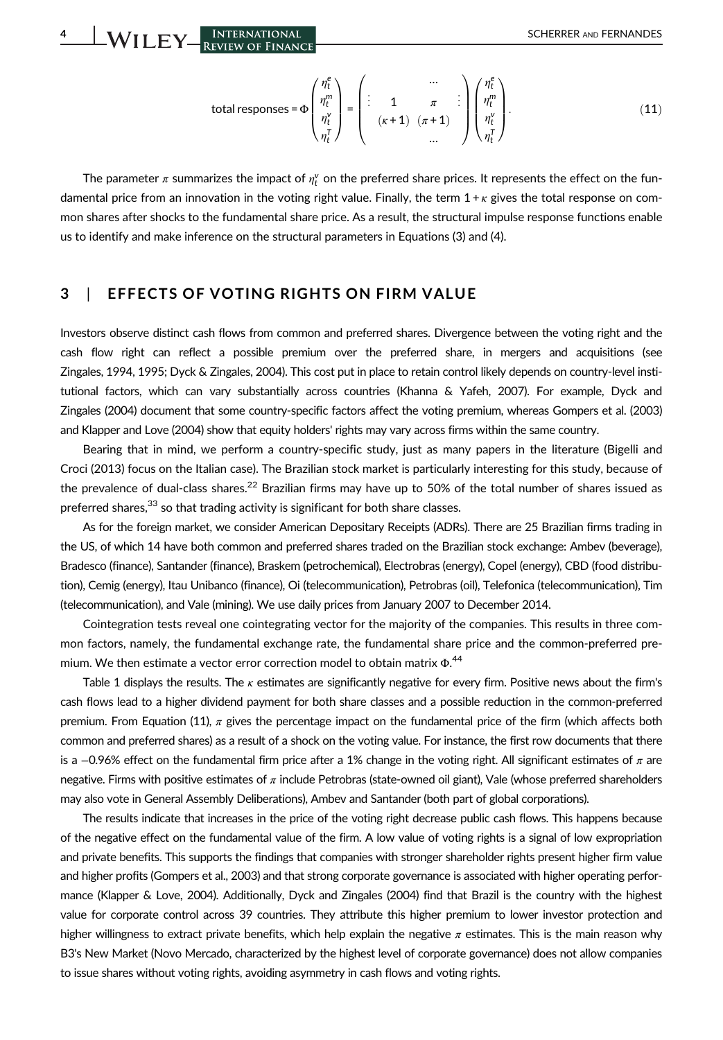$$\text{total responses} = \Phi \begin{pmatrix} \eta_t^e \\ \eta_t^m \\ \eta_t^v \\ \eta_t^T \end{pmatrix} = \begin{pmatrix} & & \cdots & \\ \vdots & 1 & \pi & \vdots \\ & (\kappa+1) & (\pi+1) & \\ & & \cdots & \end{pmatrix} \begin{pmatrix} \eta_t^e \\ \eta_t^m \\ \eta_t^v \\ \eta_t^T \end{pmatrix}. \tag{11}$$

The parameter $\pi$ summarizes the impact of $\eta_t^v$ on the preferred share prices. It represents the effect on the fundamental price from an innovation in the voting right value. Finally, the term $1+\kappa$ gives the total response on common shares after shocks to the fundamental share price. As a result, the structural impulse response functions enable us to identify and make inference on the structural parameters in Equations (3) and (4).

## 3 | EFFECTS OF VOTING RIGHTS ON FIRM VALUE

Investors observe distinct cash flows from common and preferred shares. Divergence between the voting right and the cash flow right can reflect a possible premium over the preferred share, in mergers and acquisitions (see Zingales, 1994, 1995; Dyck & Zingales, 2004). This cost put in place to retain control likely depends on country-level institutional factors, which can vary substantially across countries (Khanna & Yafeh, 2007). For example, Dyck and Zingales (2004) document that some country-specific factors affect the voting premium, whereas Gompers et al. (2003) and Klapper and Love (2004) show that equity holders' rights may vary across firms within the same country.

Bearing that in mind, we perform a country-specific study, just as many papers in the literature (Bigelli and Croci (2013) focus on the Italian case). The Brazilian stock market is particularly interesting for this study, because of the prevalence of dual-class shares.[22] Brazilian firms may have up to 50% of the total number of shares issued as preferred shares,[33] so that trading activity is significant for both share classes.

As for the foreign market, we consider American Depositary Receipts (ADRs). There are 25 Brazilian firms trading in the US, of which 14 have both common and preferred shares traded on the Brazilian stock exchange: Ambev (beverage), Bradesco (finance), Santander (finance), Braskem (petrochemical), Electrobras (energy), Copel (energy), CBD (food distribution), Cemig (energy), Itau Unibanco (finance), Oi (telecommunication), Petrobras (oil), Telefonica (telecommunication), Tim (telecommunication), and Vale (mining). We use daily prices from January 2007 to December 2014.

Cointegration tests reveal one cointegrating vector for the majority of the companies. This results in three common factors, namely, the fundamental exchange rate, the fundamental share price and the common-preferred premium. We then estimate a vector error correction model to obtain matrix $\Phi$.[44]

Table 1 displays the results. The $\kappa$ estimates are significantly negative for every firm. Positive news about the firm's cash flows lead to a higher dividend payment for both share classes and a possible reduction in the common-preferred premium. From Equation (11), $\pi$ gives the percentage impact on the fundamental price of the firm (which affects both common and preferred shares) as a result of a shock on the voting value. For instance, the first row documents that there is a $-0.96\%$ effect on the fundamental firm price after a 1% change in the voting right. All significant estimates of $\pi$ are negative. Firms with positive estimates of $\pi$ include Petrobras (state-owned oil giant), Vale (whose preferred shareholders may also vote in General Assembly Deliberations), Ambev and Santander (both part of global corporations).

The results indicate that increases in the price of the voting right decrease public cash flows. This happens because of the negative effect on the fundamental value of the firm. A low value of voting rights is a signal of low expropriation and private benefits. This supports the findings that companies with stronger shareholder rights present higher firm value and higher profits (Gompers et al., 2003) and that strong corporate governance is associated with higher operating performance (Klapper & Love, 2004). Additionally, Dyck and Zingales (2004) find that Brazil is the country with the highest value for corporate control across 39 countries. They attribute this higher premium to lower investor protection and higher willingness to extract private benefits, which help explain the negative $\pi$ estimates. This is the main reason why B3's New Market (Novo Mercado, characterized by the highest level of corporate governance) does not allow companies to issue shares without voting rights, avoiding asymmetry in cash flows and voting rights.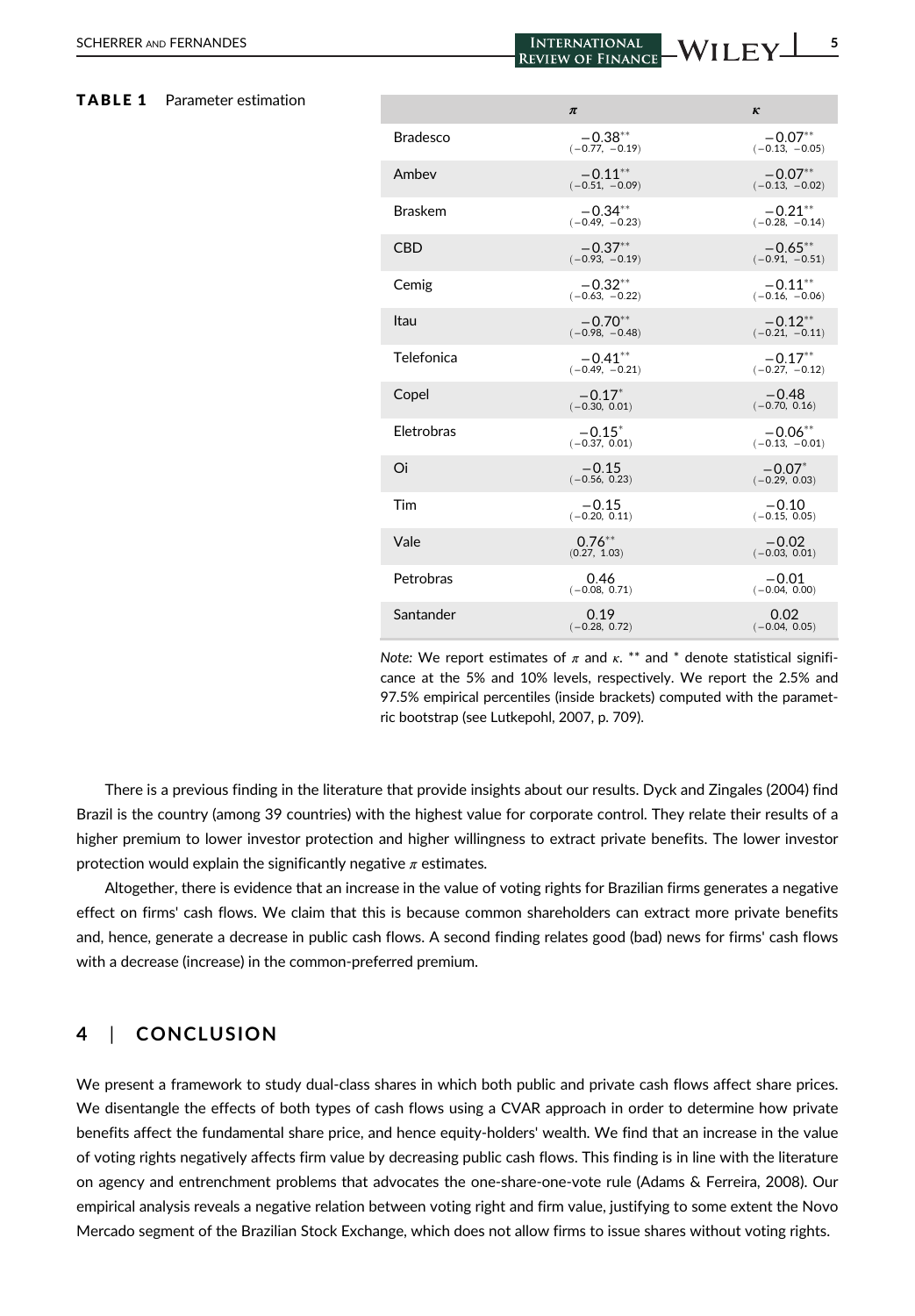**TABLE 1** Parameter estimation

| | $\pi$ | $\kappa$ |
|---|---|---|
| Bradesco | $-0.38^{**}$ $(-0.77,\ -0.19)$ | $-0.07^{**}$ $(-0.13,\ -0.05)$ |
| Ambev | $-0.11^{**}$ $(-0.51,\ -0.09)$ | $-0.07^{**}$ $(-0.13,\ -0.02)$ |
| Braskem | $-0.34^{**}$ $(-0.49,\ -0.23)$ | $-0.21^{**}$ $(-0.28,\ -0.14)$ |
| CBD | $-0.37^{**}$ $(-0.93,\ -0.19)$ | $-0.65^{**}$ $(-0.91,\ -0.51)$ |
| Cemig | $-0.32^{**}$ $(-0.63,\ -0.22)$ | $-0.11^{**}$ $(-0.16,\ -0.06)$ |
| Itau | $-0.70^{**}$ $(-0.98,\ -0.48)$ | $-0.12^{**}$ $(-0.21,\ -0.11)$ |
| Telefonica | $-0.41^{**}$ $(-0.49,\ -0.21)$ | $-0.17^{**}$ $(-0.27,\ -0.12)$ |
| Copel | $-0.17^{*}$ $(-0.30,\ 0.01)$ | $-0.48$ $(-0.70,\ 0.16)$ |
| Eletrobras | $-0.15^{*}$ $(-0.37,\ 0.01)$ | $-0.06^{**}$ $(-0.13,\ -0.01)$ |
| Oi | $-0.15$ $(-0.56,\ 0.23)$ | $-0.07^{*}$ $(-0.29,\ 0.03)$ |
| Tim | $-0.15$ $(-0.20,\ 0.11)$ | $-0.10$ $(-0.15,\ 0.05)$ |
| Vale | $0.76^{**}$ $(0.27,\ 1.03)$ | $-0.02$ $(-0.03,\ 0.01)$ |
| Petrobras | $0.46$ $(-0.08,\ 0.71)$ | $-0.01$ $(-0.04,\ 0.00)$ |
| Santander | $0.19$ $(-0.28,\ 0.72)$ | $0.02$ $(-0.04,\ 0.05)$ |

*Note:* We report estimates of $\pi$ and $\kappa$. ** and * denote statistical significance at the 5% and 10% levels, respectively. We report the 2.5% and 97.5% empirical percentiles (inside brackets) computed with the parametric bootstrap (see Lutkepohl, 2007, p. 709).

There is a previous finding in the literature that provide insights about our results. Dyck and Zingales (2004) find Brazil is the country (among 39 countries) with the highest value for corporate control. They relate their results of a higher premium to lower investor protection and higher willingness to extract private benefits. The lower investor protection would explain the significantly negative $\pi$ estimates.

Altogether, there is evidence that an increase in the value of voting rights for Brazilian firms generates a negative effect on firms' cash flows. We claim that this is because common shareholders can extract more private benefits and, hence, generate a decrease in public cash flows. A second finding relates good (bad) news for firms' cash flows with a decrease (increase) in the common-preferred premium.

## 4 | CONCLUSION

We present a framework to study dual-class shares in which both public and private cash flows affect share prices. We disentangle the effects of both types of cash flows using a CVAR approach in order to determine how private benefits affect the fundamental share price, and hence equity-holders' wealth. We find that an increase in the value of voting rights negatively affects firm value by decreasing public cash flows. This finding is in line with the literature on agency and entrenchment problems that advocates the one-share-one-vote rule (Adams & Ferreira, 2008). Our empirical analysis reveals a negative relation between voting right and firm value, justifying to some extent the Novo Mercado segment of the Brazilian Stock Exchange, which does not allow firms to issue shares without voting rights.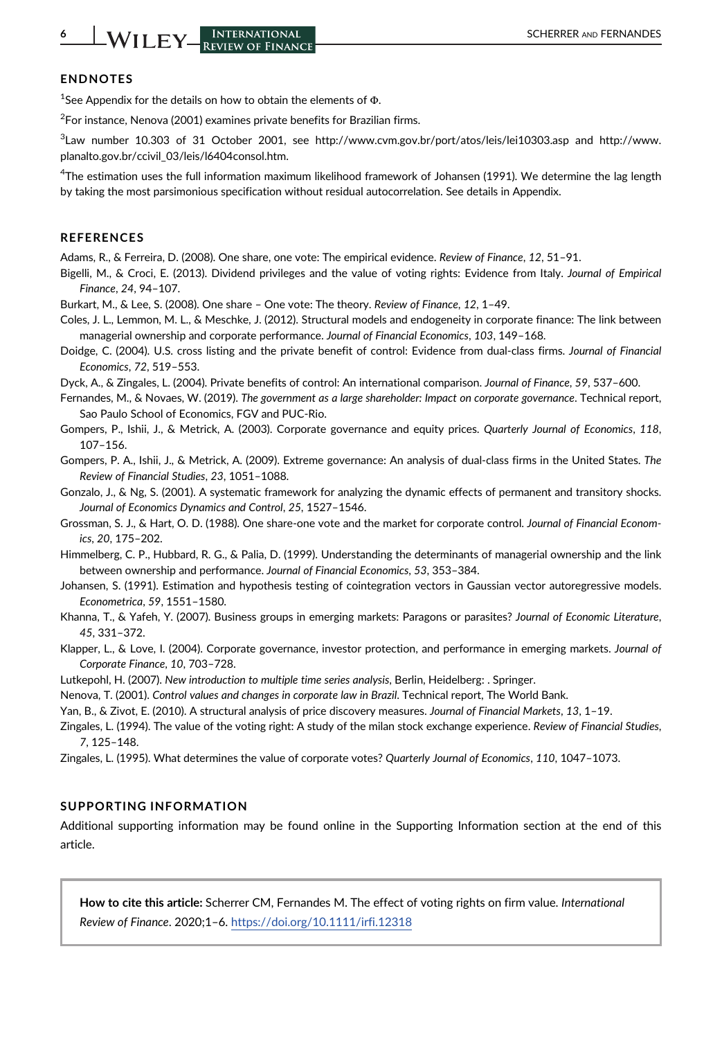## ENDNOTES

[1]See Appendix for the details on how to obtain the elements of $\Phi$.

[2]For instance, Nenova (2001) examines private benefits for Brazilian firms.

[3]Law number 10.303 of 31 October 2001, see http://www.cvm.gov.br/port/atos/leis/lei10303.asp and http://www.planalto.gov.br/ccivil_03/leis/l6404consol.htm.

[4]The estimation uses the full information maximum likelihood framework of Johansen (1991). We determine the lag length by taking the most parsimonious specification without residual autocorrelation. See details in Appendix.

## REFERENCES

Adams, R., & Ferreira, D. (2008). One share, one vote: The empirical evidence. *Review of Finance*, *12*, 51–91.

Bigelli, M., & Croci, E. (2013). Dividend privileges and the value of voting rights: Evidence from Italy. *Journal of Empirical Finance*, *24*, 94–107.

Burkart, M., & Lee, S. (2008). One share – One vote: The theory. *Review of Finance*, *12*, 1–49.

Coles, J. L., Lemmon, M. L., & Meschke, J. (2012). Structural models and endogeneity in corporate finance: The link between managerial ownership and corporate performance. *Journal of Financial Economics*, *103*, 149–168.

Doidge, C. (2004). U.S. cross listing and the private benefit of control: Evidence from dual-class firms. *Journal of Financial Economics*, *72*, 519–553.

Dyck, A., & Zingales, L. (2004). Private benefits of control: An international comparison. *Journal of Finance*, *59*, 537–600.

Fernandes, M., & Novaes, W. (2019). *The government as a large shareholder: Impact on corporate governance*. Technical report, Sao Paulo School of Economics, FGV and PUC-Rio.

Gompers, P., Ishii, J., & Metrick, A. (2003). Corporate governance and equity prices. *Quarterly Journal of Economics*, *118*, 107–156.

Gompers, P. A., Ishii, J., & Metrick, A. (2009). Extreme governance: An analysis of dual-class firms in the United States. *The Review of Financial Studies*, *23*, 1051–1088.

Gonzalo, J., & Ng, S. (2001). A systematic framework for analyzing the dynamic effects of permanent and transitory shocks. *Journal of Economics Dynamics and Control*, *25*, 1527–1546.

Grossman, S. J., & Hart, O. D. (1988). One share-one vote and the market for corporate control. *Journal of Financial Economics*, *20*, 175–202.

Himmelberg, C. P., Hubbard, R. G., & Palia, D. (1999). Understanding the determinants of managerial ownership and the link between ownership and performance. *Journal of Financial Economics*, *53*, 353–384.

Johansen, S. (1991). Estimation and hypothesis testing of cointegration vectors in Gaussian vector autoregressive models. *Econometrica*, *59*, 1551–1580.

Khanna, T., & Yafeh, Y. (2007). Business groups in emerging markets: Paragons or parasites? *Journal of Economic Literature*, *45*, 331–372.

Klapper, L., & Love, I. (2004). Corporate governance, investor protection, and performance in emerging markets. *Journal of Corporate Finance*, *10*, 703–728.

Lutkepohl, H. (2007). *New introduction to multiple time series analysis*, Berlin, Heidelberg: . Springer.

Nenova, T. (2001). *Control values and changes in corporate law in Brazil*. Technical report, The World Bank.

Yan, B., & Zivot, E. (2010). A structural analysis of price discovery measures. *Journal of Financial Markets*, *13*, 1–19.

Zingales, L. (1994). The value of the voting right: A study of the milan stock exchange experience. *Review of Financial Studies*, *7*, 125–148.

Zingales, L. (1995). What determines the value of corporate votes? *Quarterly Journal of Economics*, *110*, 1047–1073.

## SUPPORTING INFORMATION

Additional supporting information may be found online in the Supporting Information section at the end of this article.

**How to cite this article:** Scherrer CM, Fernandes M. The effect of voting rights on firm value. *International Review of Finance*. 2020;1–6. https://doi.org/10.1111/irfi.12318